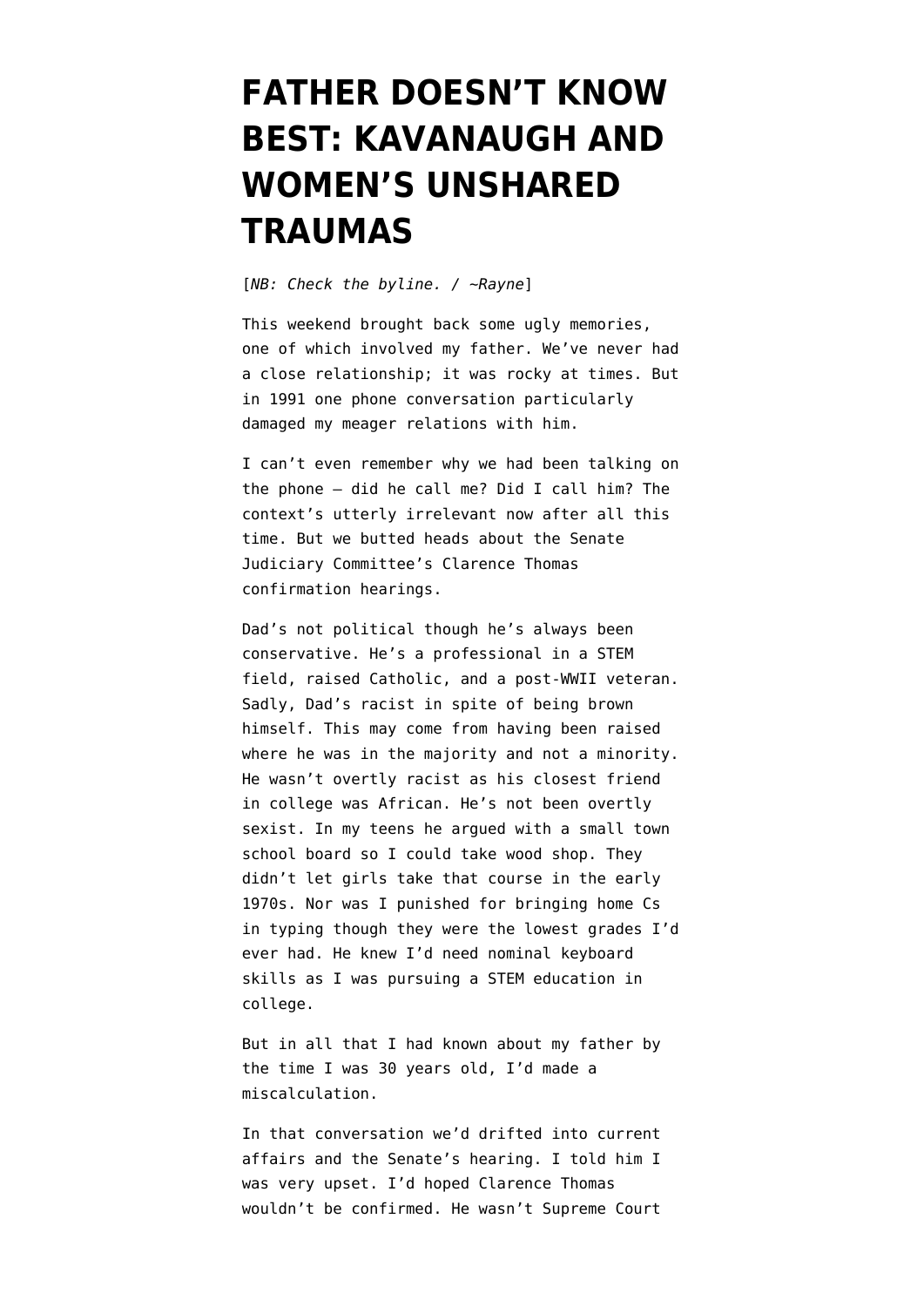# FATHER DOESN'T KNOW BEST: KAVANAUGH AND WOMEN'S UNSHARED TRAUMAS

[*NB: Check the byline. / ~Rayne*]

This weekend brought back some ugly memories, one of which involved my father. We've never had a close relationship; it was rocky at times. But in 1991 one phone conversation particularly damaged my meager relations with him.

I can't even remember why we had been talking on the phone — did he call me? Did I call him? The context's utterly irrelevant now after all this time. But we butted heads about the Senate Judiciary Committee's Clarence Thomas confirmation hearings.

Dad's not political though he's always been conservative. He's a professional in a STEM field, raised Catholic, and a post-WWII veteran. Sadly, Dad's racist in spite of being brown himself. This may come from having been raised where he was in the majority and not a minority. He wasn't overtly racist as his closest friend in college was African. He's not been overtly sexist. In my teens he argued with a small town school board so I could take wood shop. They didn't let girls take that course in the early 1970s. Nor was I punished for bringing home Cs in typing though they were the lowest grades I'd ever had. He knew I'd need nominal keyboard skills as I was pursuing a STEM education in college.

But in all that I had known about my father by the time I was 30 years old, I'd made a miscalculation.

In that conversation we'd drifted into current affairs and the Senate's hearing. I told him I was very upset. I'd hoped Clarence Thomas wouldn't be confirmed. He wasn't Supreme Court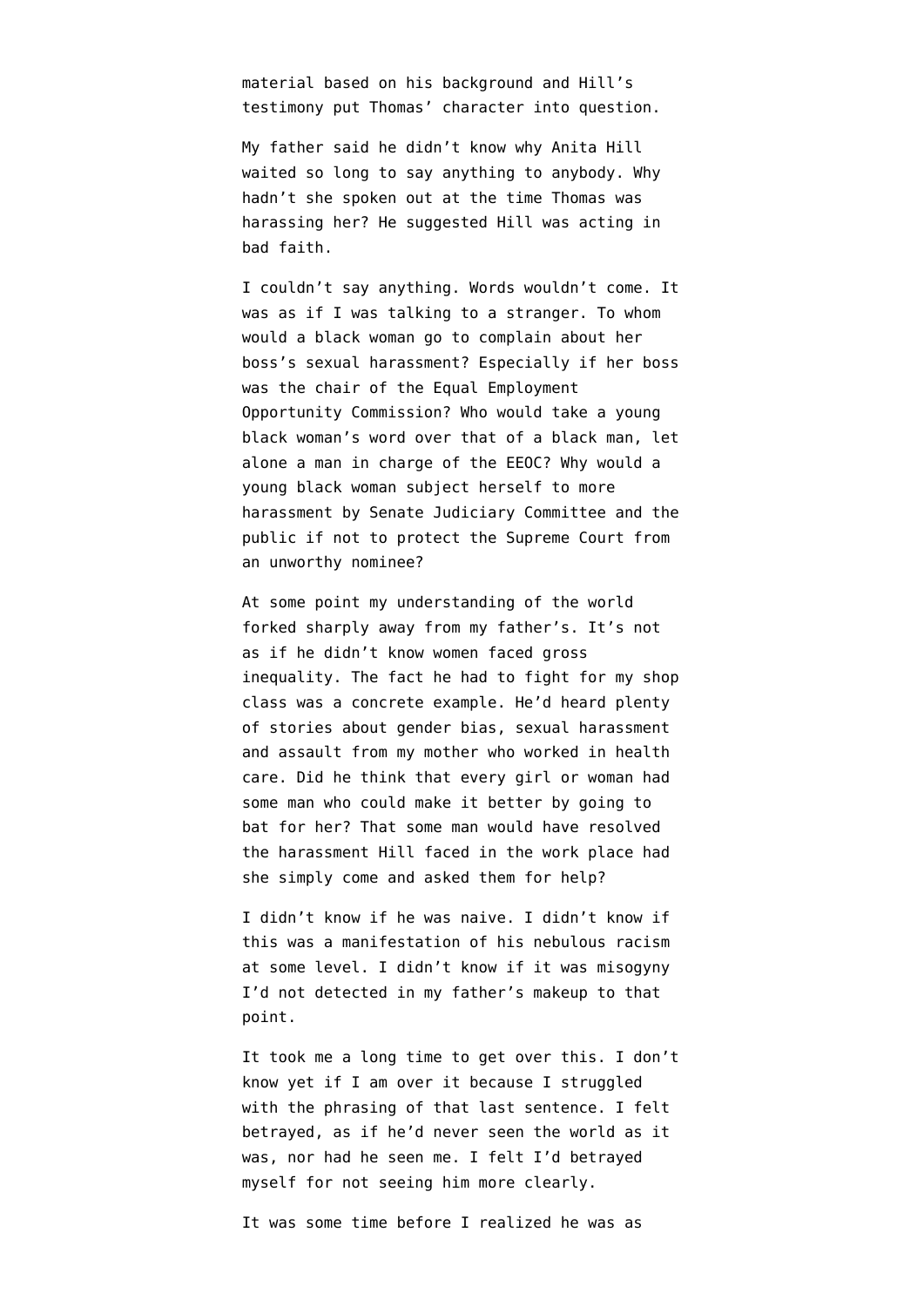material based on his background and Hill's testimony put Thomas' character into question.

My father said he didn't know why Anita Hill waited so long to say anything to anybody. Why hadn't she spoken out at the time Thomas was harassing her? He suggested Hill was acting in bad faith.

I couldn't say anything. Words wouldn't come. It was as if I was talking to a stranger. To whom would a black woman go to complain about her boss's sexual harassment? Especially if her boss was the chair of the Equal Employment Opportunity Commission? Who would take a young black woman's word over that of a black man, let alone a man in charge of the EEOC? Why would a young black woman subject herself to more harassment by Senate Judiciary Committee and the public if not to protect the Supreme Court from an unworthy nominee?

At some point my understanding of the world forked sharply away from my father's. It's not as if he didn't know women faced gross inequality. The fact he had to fight for my shop class was a concrete example. He'd heard plenty of stories about gender bias, sexual harassment and assault from my mother who worked in health care. Did he think that every girl or woman had some man who could make it better by going to bat for her? That some man would have resolved the harassment Hill faced in the work place had she simply come and asked them for help?

I didn't know if he was naive. I didn't know if this was a manifestation of his nebulous racism at some level. I didn't know if it was misogyny I'd not detected in my father's makeup to that point.

It took me a long time to get over this. I don't know yet if I am over it because I struggled with the phrasing of that last sentence. I felt betrayed, as if he'd never seen the world as it was, nor had he seen me. I felt I'd betrayed myself for not seeing him more clearly.

It was some time before I realized he was as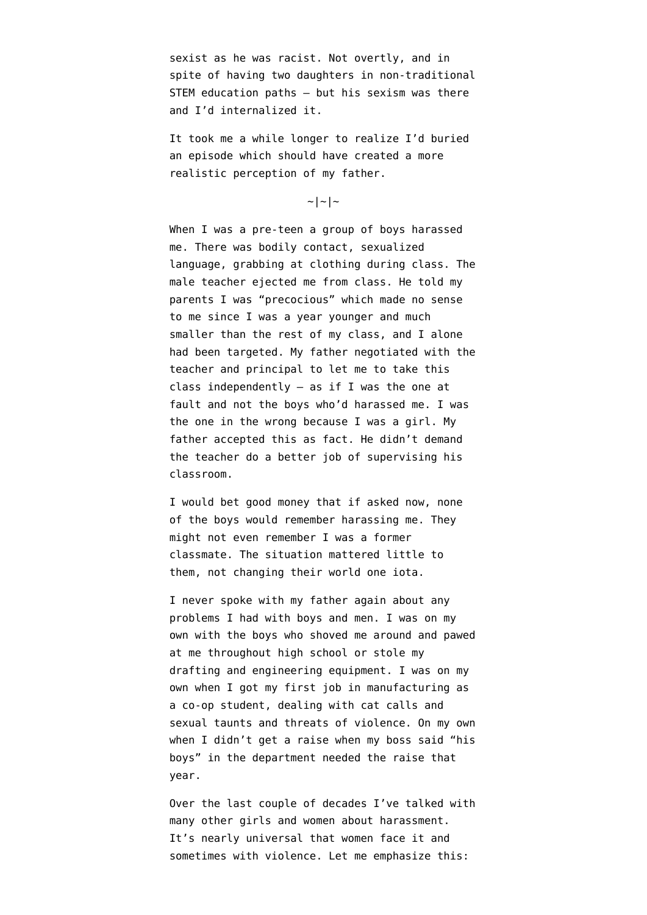sexist as he was racist. Not overtly, and in spite of having two daughters in non-traditional STEM education paths — but his sexism was there and I'd internalized it.

It took me a while longer to realize I'd buried an episode which should have created a more realistic perception of my father.

~|~|~

When I was a pre-teen a group of boys harassed me. There was bodily contact, sexualized language, grabbing at clothing during class. The male teacher ejected me from class. He told my parents I was "precocious" which made no sense to me since I was a year younger and much smaller than the rest of my class, and I alone had been targeted. My father negotiated with the teacher and principal to let me to take this class independently — as if I was the one at fault and not the boys who'd harassed me. I was the one in the wrong because I was a girl. My father accepted this as fact. He didn't demand the teacher do a better job of supervising his classroom.

I would bet good money that if asked now, none of the boys would remember harassing me. They might not even remember I was a former classmate. The situation mattered little to them, not changing their world one iota.

I never spoke with my father again about any problems I had with boys and men. I was on my own with the boys who shoved me around and pawed at me throughout high school or stole my drafting and engineering equipment. I was on my own when I got my first job in manufacturing as a co-op student, dealing with cat calls and sexual taunts and threats of violence. On my own when I didn't get a raise when my boss said "his boys" in the department needed the raise that year.

Over the last couple of decades I've talked with many other girls and women about harassment. It's nearly universal that women face it and sometimes with violence. Let me emphasize this: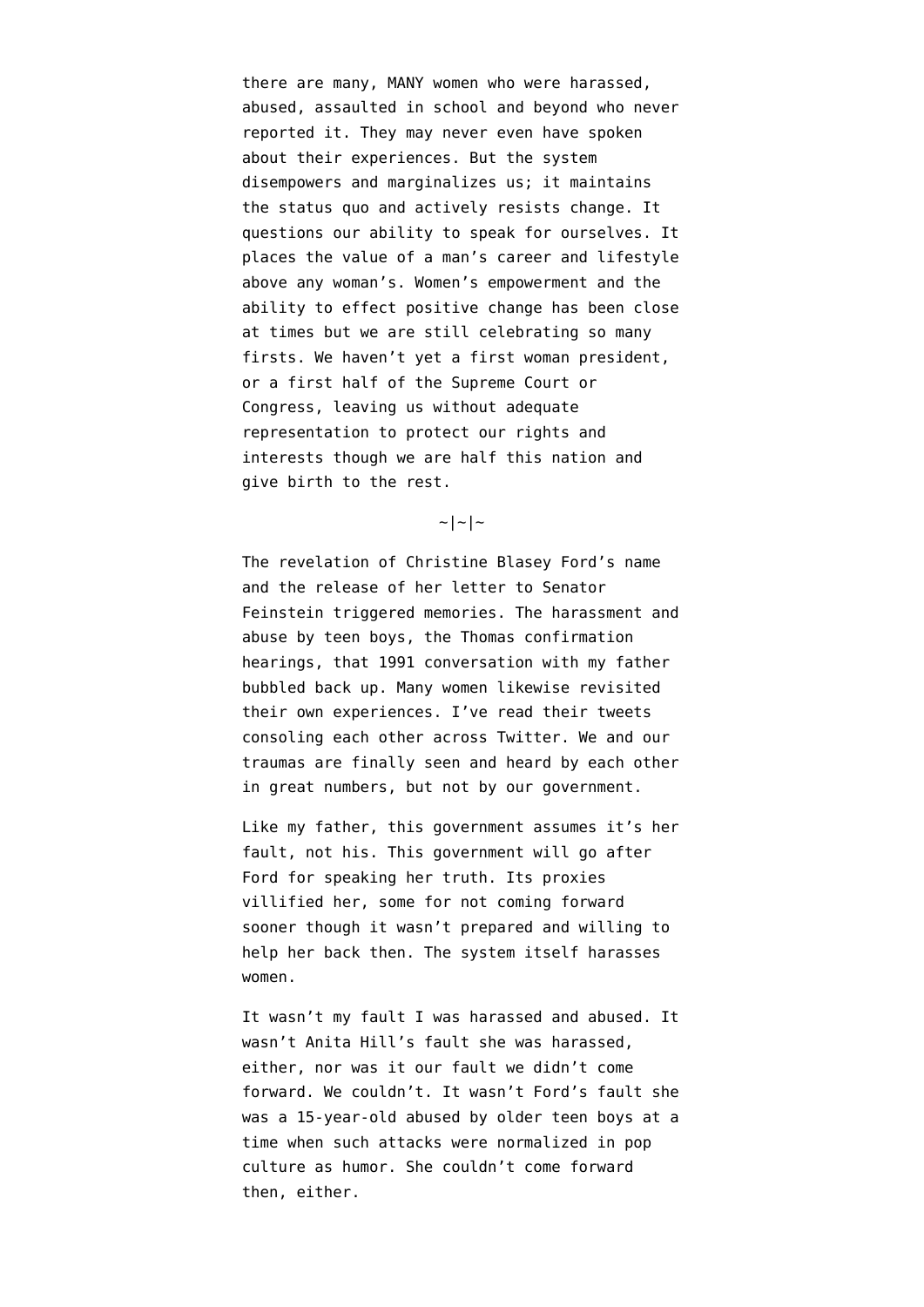there are many, MANY women who were harassed, abused, assaulted in school and beyond who never reported it. They may never even have spoken about their experiences. But the system disempowers and marginalizes us; it maintains the status quo and actively resists change. It questions our ability to speak for ourselves. It places the value of a man's career and lifestyle above any woman's. Women's empowerment and the ability to effect positive change has been close at times but we are still celebrating so many firsts. We haven't yet a first woman president, or a first half of the Supreme Court or Congress, leaving us without adequate representation to protect our rights and interests though we are half this nation and give birth to the rest.

~|~|~

The revelation of Christine Blasey Ford's name and the release of her letter to Senator Feinstein triggered memories. The harassment and abuse by teen boys, the Thomas confirmation hearings, that 1991 conversation with my father bubbled back up. Many women likewise revisited their own experiences. I've read their tweets consoling each other across Twitter. We and our traumas are finally seen and heard by each other in great numbers, but not by our government.

Like my father, this government assumes it's her fault, not his. This government will go after Ford for speaking her truth. Its proxies villified her, some for not coming forward sooner though it wasn't prepared and willing to help her back then. The system itself harasses women.

It wasn't my fault I was harassed and abused. It wasn't Anita Hill's fault she was harassed, either, nor was it our fault we didn't come forward. We couldn't. It wasn't Ford's fault she was a 15-year-old abused by older teen boys at a time when such attacks were normalized in pop culture as humor. She couldn't come forward then, either.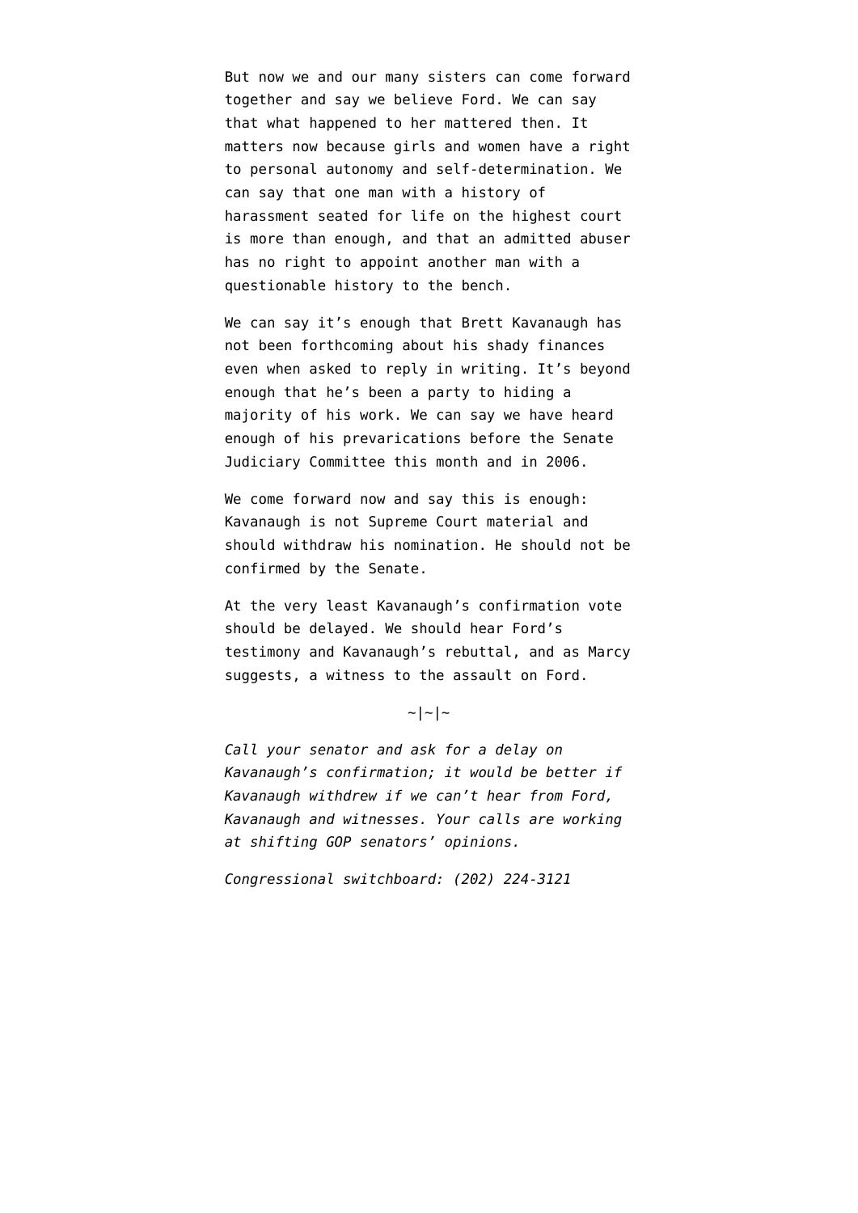But now we and our many sisters can come forward together and say we believe Ford. We can say that what happened to her mattered then. It matters now because girls and women have a right to personal autonomy and self-determination. We can say that one man with a history of harassment seated for life on the highest court is more than enough, and that an admitted abuser has no right to appoint another man with a questionable history to the bench.

We can say it's enough that Brett Kavanaugh has not been forthcoming about his shady finances even when asked to reply in writing. It's beyond enough that he's been a party to hiding a majority of his work. We can say we have heard enough of his prevarications before the Senate Judiciary Committee this month and in 2006.

We come forward now and say this is enough: Kavanaugh is not Supreme Court material and should withdraw his nomination. He should not be confirmed by the Senate.

At the very least Kavanaugh's confirmation vote should be delayed. We should hear Ford's testimony and Kavanaugh's rebuttal, and as Marcy suggests, a witness to the assault on Ford.

~|~|~

*Call your senator and ask for a delay on Kavanaugh's confirmation; it would be better if Kavanaugh withdrew if we can't hear from Ford, Kavanaugh and witnesses. Your calls are working at shifting GOP senators' opinions.*

*Congressional switchboard: (202) 224-3121*